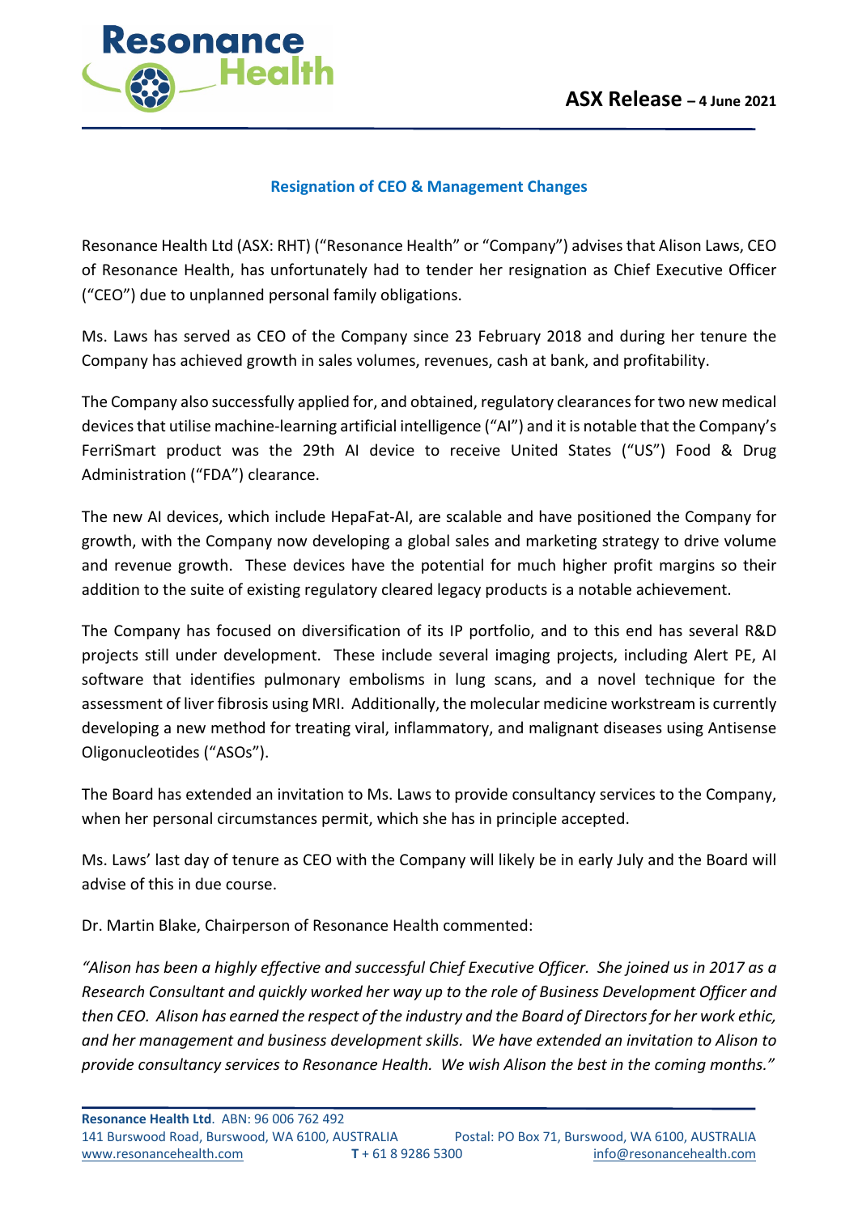**ASX Release – 4 June 2021**

## Resignation of CEO & Management Changes

Resonance Health Ltd (ASX: RHT) ("Resonance Health" or "Company") advises that Alison Laws, CEO of Resonance Health, has unfortunately had to tender her resignation as Chief Executive Officer ("CEO") due to unplanned personal family obligations.

Ms. Laws has served as CEO of the Company since 23 February 2018 and during her tenure the Company has achieved growth in sales volumes, revenues, cash at bank, and profitability.

The Company also successfully applied for, and obtained, regulatory clearances for two new medical devices that utilise machine-learning artificial intelligence ("AI") and it is notable that the Company's FerriSmart product was the 29th AI device to receive United States ("US") Food & Drug Administration ("FDA") clearance.

The new AI devices, which include HepaFat-AI, are scalable and have positioned the Company for growth, with the Company now developing a global sales and marketing strategy to drive volume and revenue growth. These devices have the potential for much higher profit margins so their addition to the suite of existing regulatory cleared legacy products is a notable achievement.

The Company has focused on diversification of its IP portfolio, and to this end has several R&D projects still under development. These include several imaging projects, including Alert PE, AI software that identifies pulmonary embolisms in lung scans, and a novel technique for the assessment of liver fibrosis using MRI. Additionally, the molecular medicine workstream is currently developing a new method for treating viral, inflammatory, and malignant diseases using Antisense Oligonucleotides ("ASOs").

The Board has extended an invitation to Ms. Laws to provide consultancy services to the Company, when her personal circumstances permit, which she has in principle accepted.

Ms. Laws' last day of tenure as CEO with the Company will likely be in early July and the Board will advise of this in due course.

Dr. Martin Blake, Chairperson of Resonance Health commented:

*"Alison has been a highly effective and successful Chief Executive Officer. She joined us in 2017 as a Research Consultant and quickly worked her way up to the role of Business Development Officer and then CEO. Alison has earned the respect of the industry and the Board of Directors for her work ethic, and her management and business development skills. We have extended an invitation to Alison to provide consultancy services to Resonance Health. We wish Alison the best in the coming months."*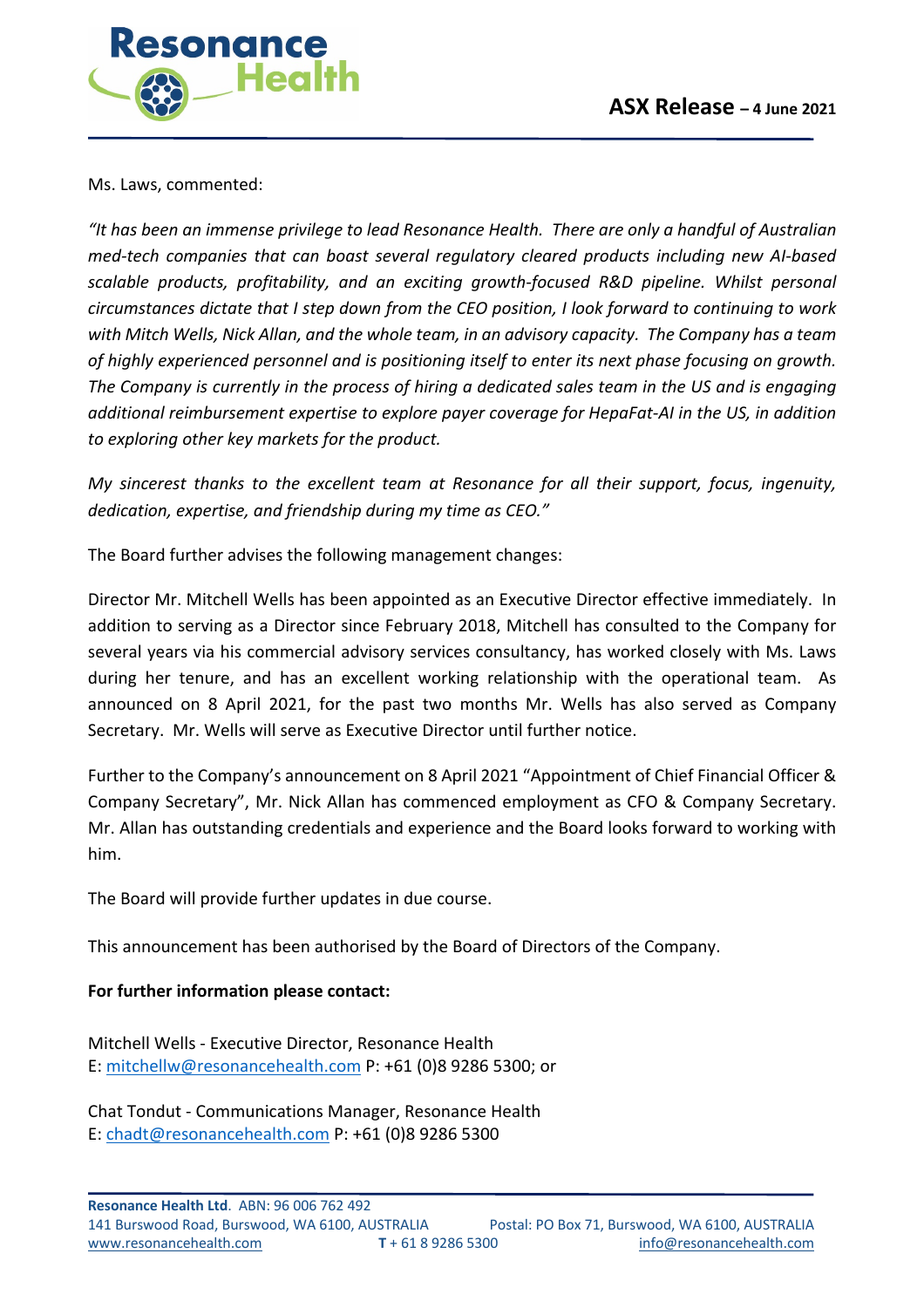Ms. Laws, commented:

*"It has been an immense privilege to lead Resonance Health. There are only a handful of Australian med-tech companies that can boast several regulatory cleared products including new AI-based scalable products, profitability, and an exciting growth-focused R&D pipeline. Whilst personal circumstances dictate that I step down from the CEO position, I look forward to continuing to work with Mitch Wells, Nick Allan, and the whole team, in an advisory capacity. The Company has a team of highly experienced personnel and is positioning itself to enter its next phase focusing on growth. The Company is currently in the process of hiring a dedicated sales team in the US and is engaging additional reimbursement expertise to explore payer coverage for HepaFat-AI in the US, in addition to exploring other key markets for the product.*

*My sincerest thanks to the excellent team at Resonance for all their support, focus, ingenuity, dedication, expertise, and friendship during my time as CEO."*

The Board further advises the following management changes:

Director Mr. Mitchell Wells has been appointed as an Executive Director effective immediately. In addition to serving as a Director since February 2018, Mitchell has consulted to the Company for several years via his commercial advisory services consultancy, has worked closely with Ms. Laws during her tenure, and has an excellent working relationship with the operational team. As announced on 8 April 2021, for the past two months Mr. Wells has also served as Company Secretary. Mr. Wells will serve as Executive Director until further notice.

Further to the Company's announcement on 8 April 2021 "Appointment of Chief Financial Officer & Company Secretary", Mr. Nick Allan has commenced employment as CFO & Company Secretary. Mr. Allan has outstanding credentials and experience and the Board looks forward to working with him.

The Board will provide further updates in due course.

This announcement has been authorised by the Board of Directors of the Company.

**For further information please contact:**

Mitchell Wells - Executive Director, Resonance Health
E: mitchellw@resonancehealth.com P: +61 (0)8 9286 5300; or

Chat Tondut - Communications Manager, Resonance Health
E: chadt@resonancehealth.com P: +61 (0)8 9286 5300